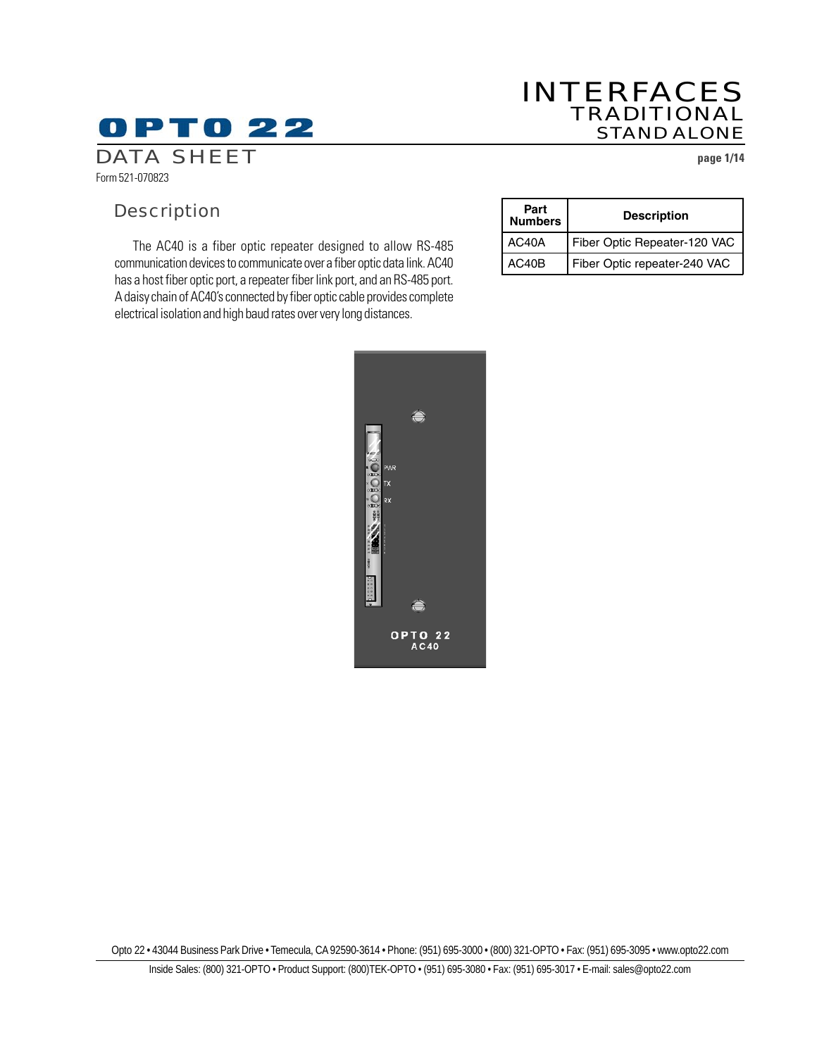# OPTO 22

DATA SHEET

Form 521-070823

# INTERFACES
## TRADITIONAL
## STAND ALONE

## Description

The AC40 is a fiber optic repeater designed to allow RS-485 communication devices to communicate over a fiber optic data link. AC40 has a host fiber optic port, a repeater fiber link port, and an RS-485 port. A daisy chain of AC40's connected by fiber optic cable provides complete electrical isolation and high baud rates over very long distances.

| Part Numbers | Description |
| --- | --- |
| AC40A | Fiber Optic Repeater-120 VAC |
| AC40B | Fiber Optic repeater-240 VAC |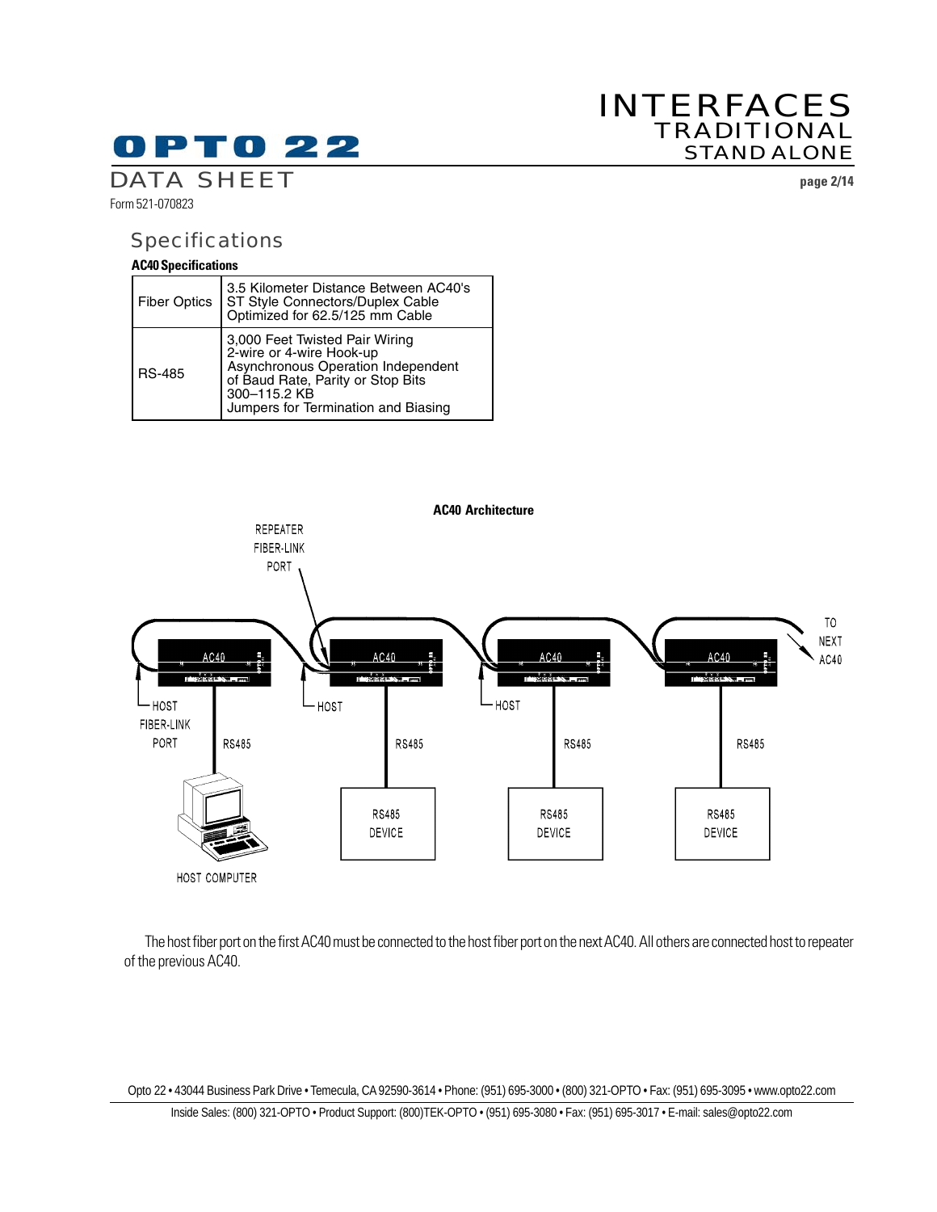## Specifications

**AC40 Specifications**

| | |
|---|---|
| Fiber Optics | 3.5 Kilometer Distance Between AC40's<br>ST Style Connectors/Duplex Cable<br>Optimized for 62.5/125 mm Cable |
| RS-485 | 3,000 Feet Twisted Pair Wiring<br>2-wire or 4-wire Hook-up<br>Asynchronous Operation Independent of Baud Rate, Parity or Stop Bits<br>300–115.2 KB<br>Jumpers for Termination and Biasing |

**AC40 Architecture**

REPEATER FIBER-LINK PORT

TO NEXT AC40

AC40 AC40 AC40 AC40

HOST FIBER-LINK PORT HOST HOST

RS485 RS485 RS485 RS485

RS485 DEVICE RS485 DEVICE RS485 DEVICE

HOST COMPUTER

The host fiber port on the first AC40 must be connected to the host fiber port on the next AC40. All others are connected host to repeater of the previous AC40.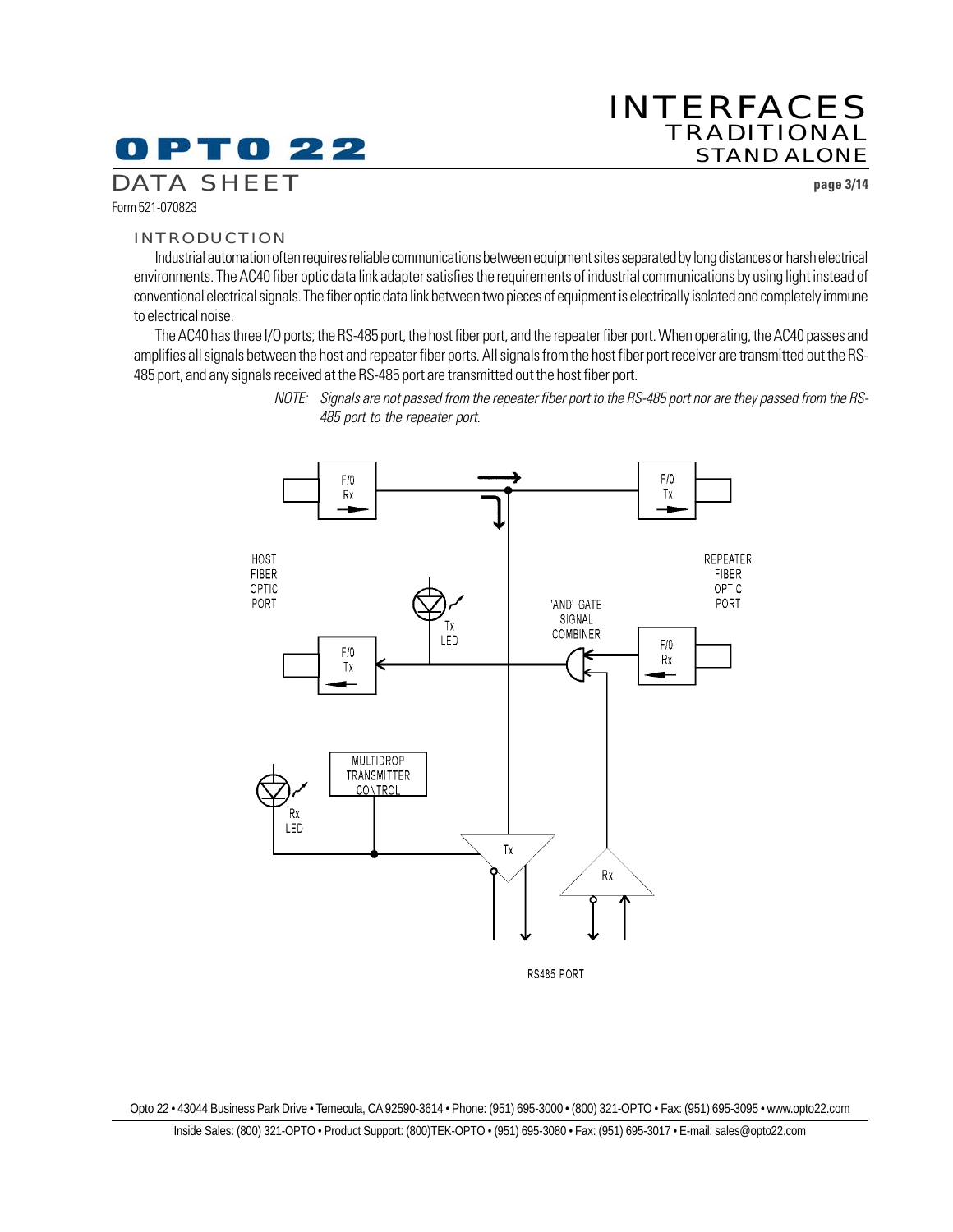## INTRODUCTION

Industrial automation often requires reliable communications between equipment sites separated by long distances or harsh electrical environments. The AC40 fiber optic data link adapter satisfies the requirements of industrial communications by using light instead of conventional electrical signals. The fiber optic data link between two pieces of equipment is electrically isolated and completely immune to electrical noise.

The AC40 has three I/O ports; the RS-485 port, the host fiber port, and the repeater fiber port. When operating, the AC40 passes and amplifies all signals between the host and repeater fiber ports. All signals from the host fiber port receiver are transmitted out the RS-485 port, and any signals received at the RS-485 port are transmitted out the host fiber port.

*NOTE: Signals are not passed from the repeater fiber port to the RS-485 port nor are they passed from the RS-485 port to the repeater port.*

HOST FIBER OPTIC PORT — F/O Rx, F/O Tx

REPEATER FIBER OPTIC PORT — F/O Tx, F/O Rx

Tx LED

'AND' GATE SIGNAL COMBINER

MULTIDROP TRANSMITTER CONTROL

Rx LED

Tx

Rx

RS485 PORT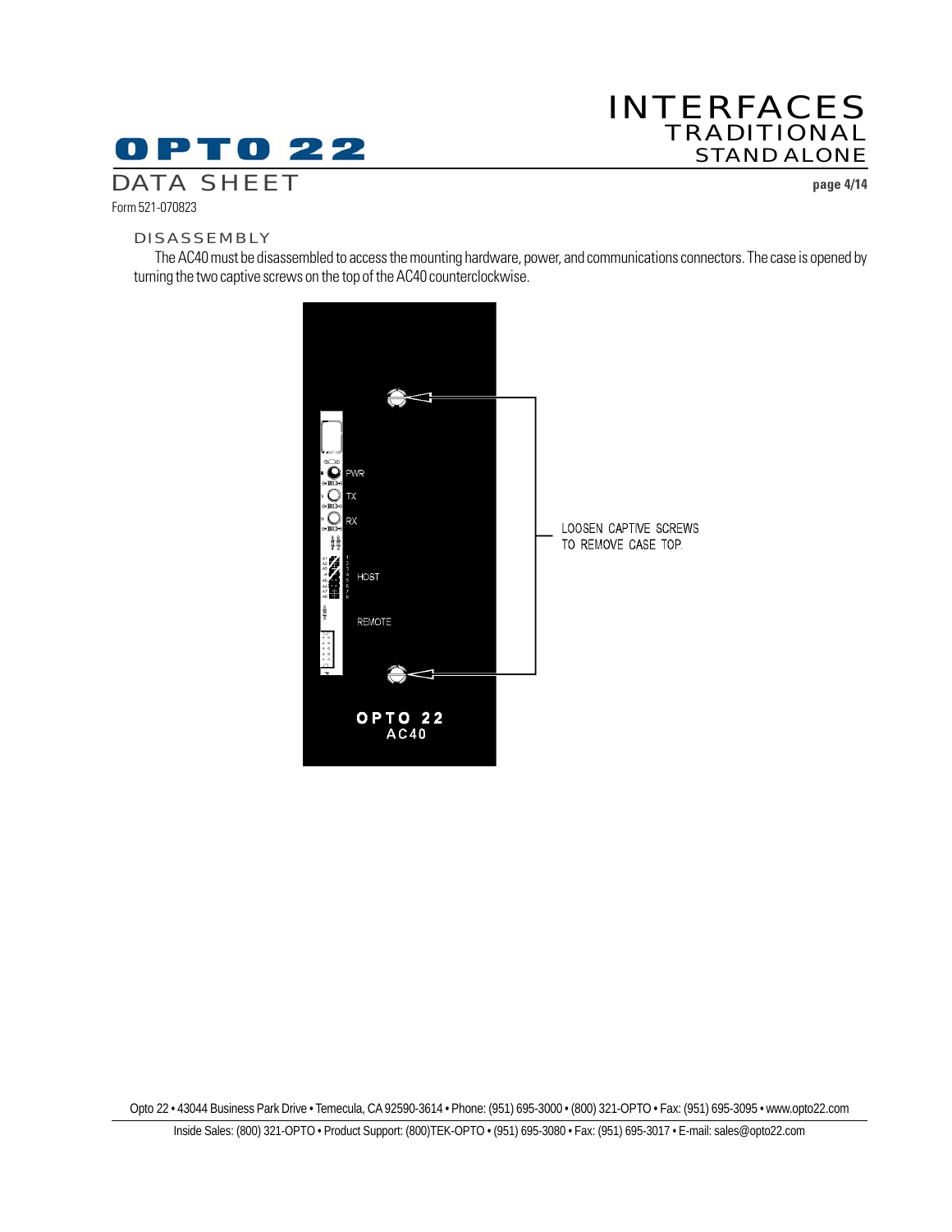## DISASSEMBLY

The AC40 must be disassembled to access the mounting hardware, power, and communications connectors. The case is opened by turning the two captive screws on the top of the AC40 counterclockwise.

LOOSEN CAPTIVE SCREWS TO REMOVE CASE TOP.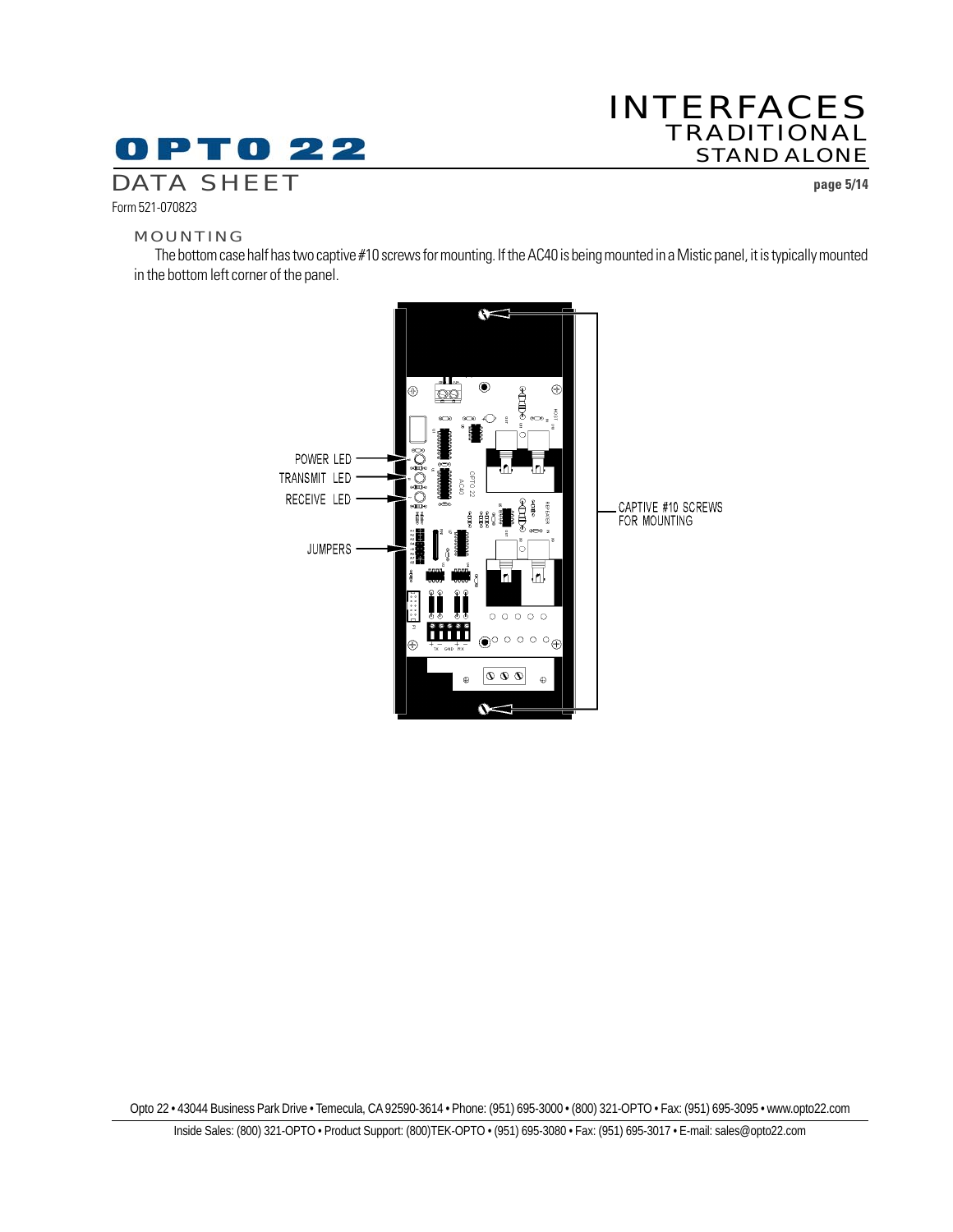## MOUNTING

The bottom case half has two captive #10 screws for mounting. If the AC40 is being mounted in a Mistic panel, it is typically mounted in the bottom left corner of the panel.

POWER LED

TRANSMIT LED

RECEIVE LED

JUMPERS

CAPTIVE #10 SCREWS FOR MOUNTING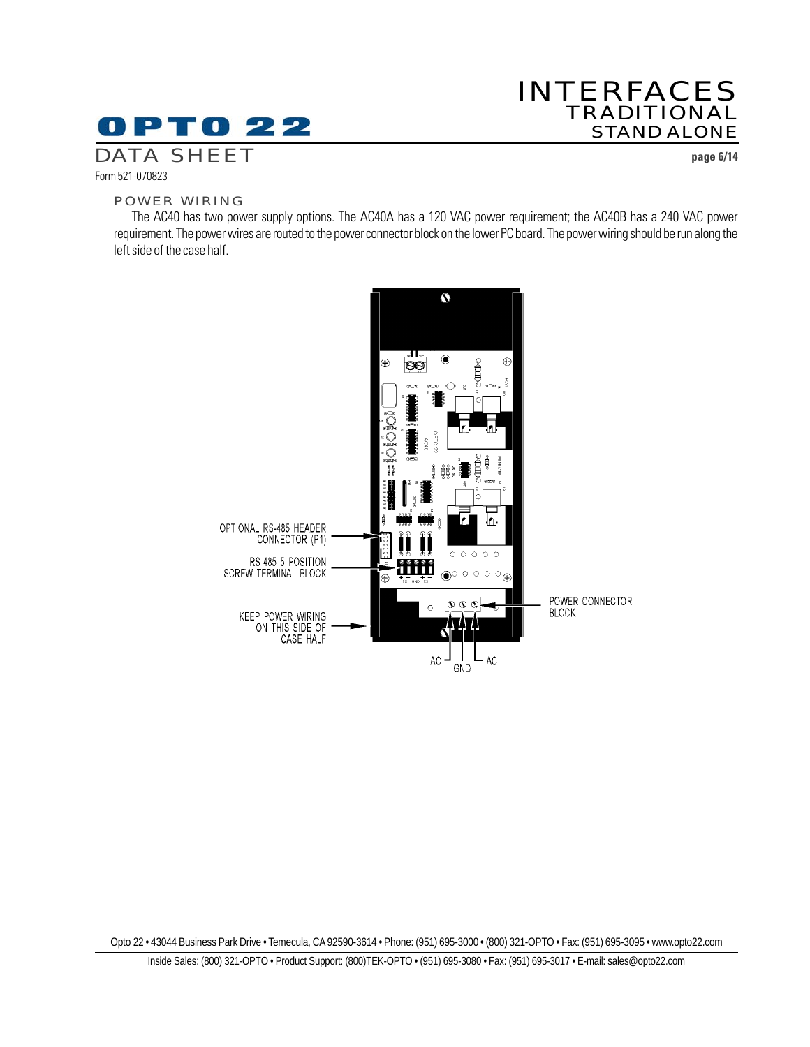## POWER WIRING

The AC40 has two power supply options. The AC40A has a 120 VAC power requirement; the AC40B has a 240 VAC power requirement. The power wires are routed to the power connector block on the lower PC board. The power wiring should be run along the left side of the case half.

OPTIONAL RS-485 HEADER CONNECTOR (P1)

RS-485 5 POSITION SCREW TERMINAL BLOCK

KEEP POWER WIRING ON THIS SIDE OF CASE HALF

POWER CONNECTOR BLOCK

AC GND AC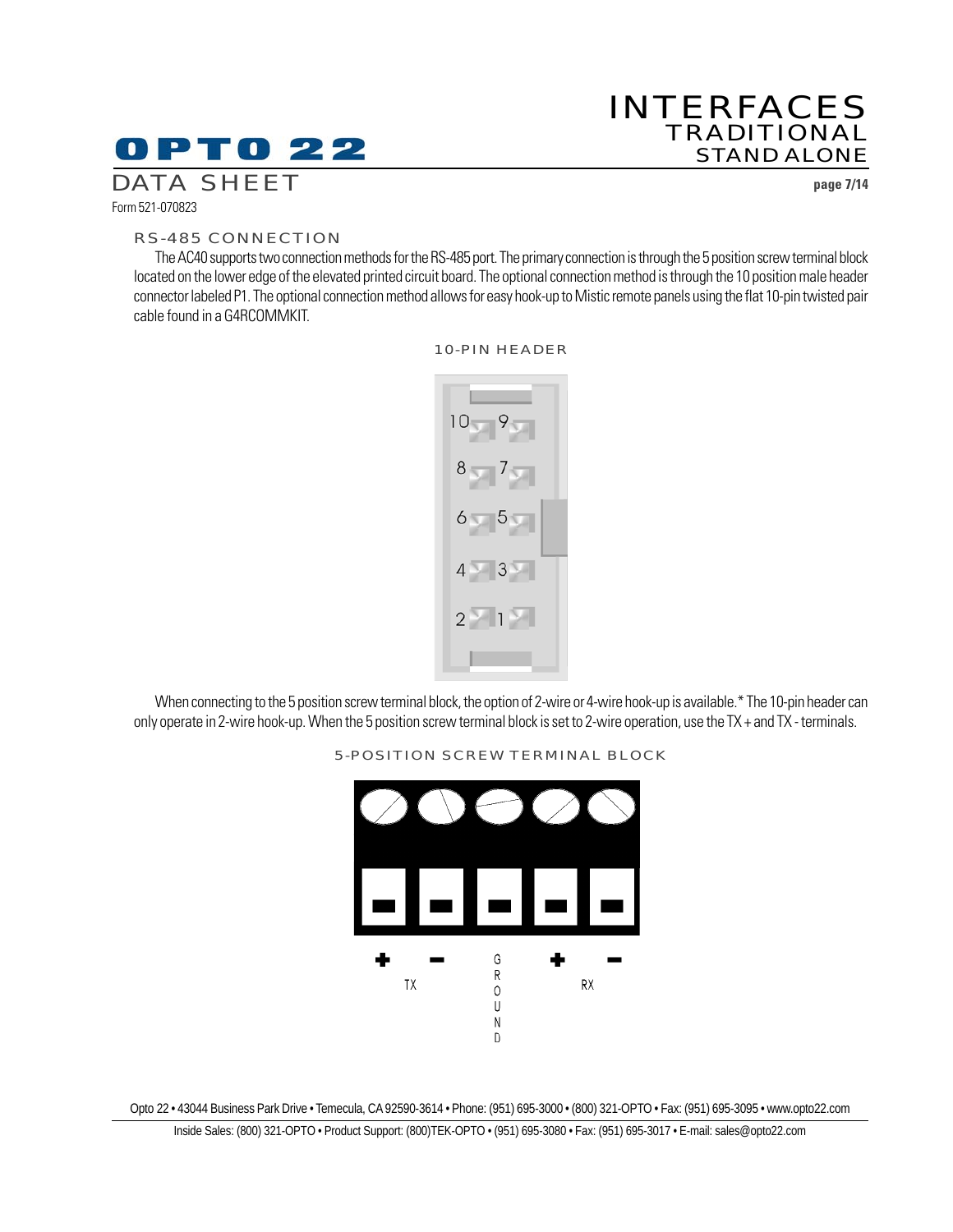## RS-485 CONNECTION

The AC40 supports two connection methods for the RS-485 port. The primary connection is through the 5 position screw terminal block located on the lower edge of the elevated printed circuit board. The optional connection method is through the 10 position male header connector labeled P1. The optional connection method allows for easy hook-up to Mistic remote panels using the flat 10-pin twisted pair cable found in a G4RCOMMKIT.

### 10-PIN HEADER

| | |
|---|---|
| 10 | 9 |
| 8 | 7 |
| 6 | 5 |
| 4 | 3 |
| 2 | 1 |

When connecting to the 5 position screw terminal block, the option of 2-wire or 4-wire hook-up is available.* The 10-pin header can only operate in 2-wire hook-up. When the 5 position screw terminal block is set to 2-wire operation, use the TX + and TX - terminals.

### 5-POSITION SCREW TERMINAL BLOCK

| + | - | GROUND | + | - |
|---|---|---|---|---|
| TX | TX | GROUND | RX | RX |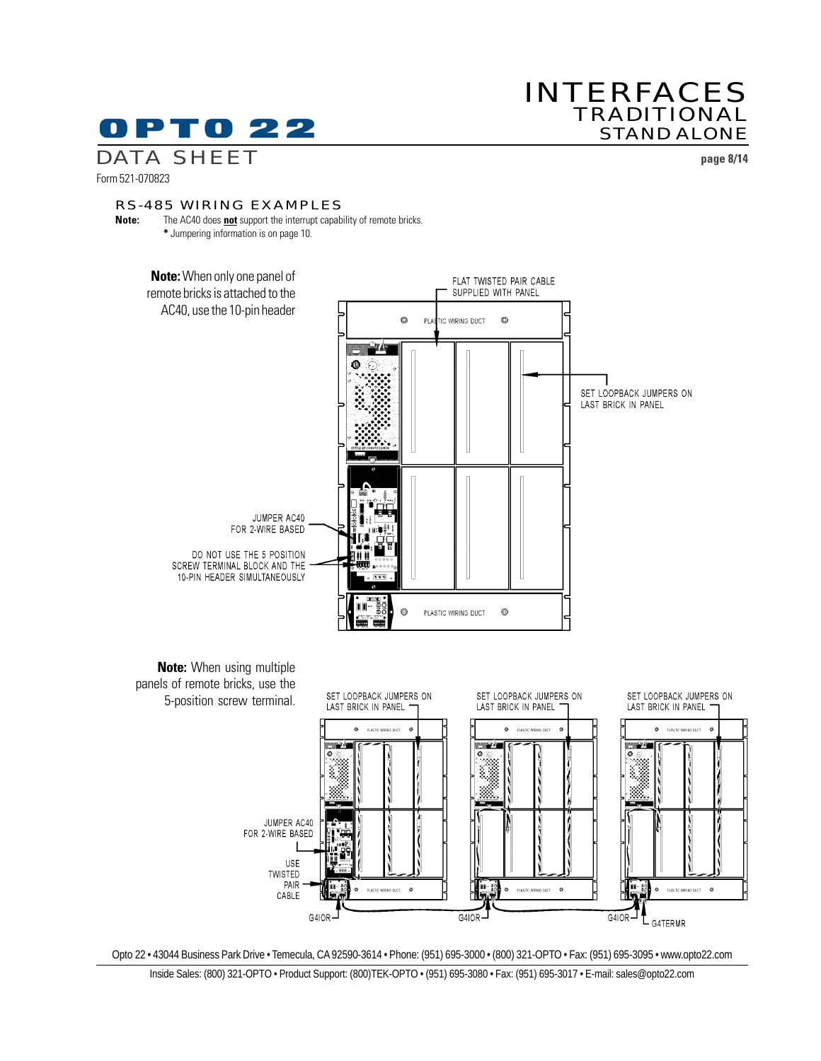## RS-485 WIRING EXAMPLES

**Note:** The AC40 does **not** support the interrupt capability of remote bricks.
\* Jumpering information is on page 10.

**Note:** When only one panel of remote bricks is attached to the AC40, use the 10-pin header

FLAT TWISTED PAIR CABLE SUPPLIED WITH PANEL

PLASTIC WIRING DUCT

SET LOOPBACK JUMPERS ON LAST BRICK IN PANEL

JUMPER AC40 FOR 2-WIRE BASED

DO NOT USE THE 5 POSITION SCREW TERMINAL BLOCK AND THE 10-PIN HEADER SIMULTANEOUSLY

PLASTIC WIRING DUCT

**Note:** When using multiple panels of remote bricks, use the 5-position screw terminal.

SET LOOPBACK JUMPERS ON LAST BRICK IN PANEL

SET LOOPBACK JUMPERS ON LAST BRICK IN PANEL

SET LOOPBACK JUMPERS ON LAST BRICK IN PANEL

JUMPER AC40 FOR 2-WIRE BASED

USE TWISTED PAIR CABLE

G4IOR

G4IOR

G4IOR

G4TERMR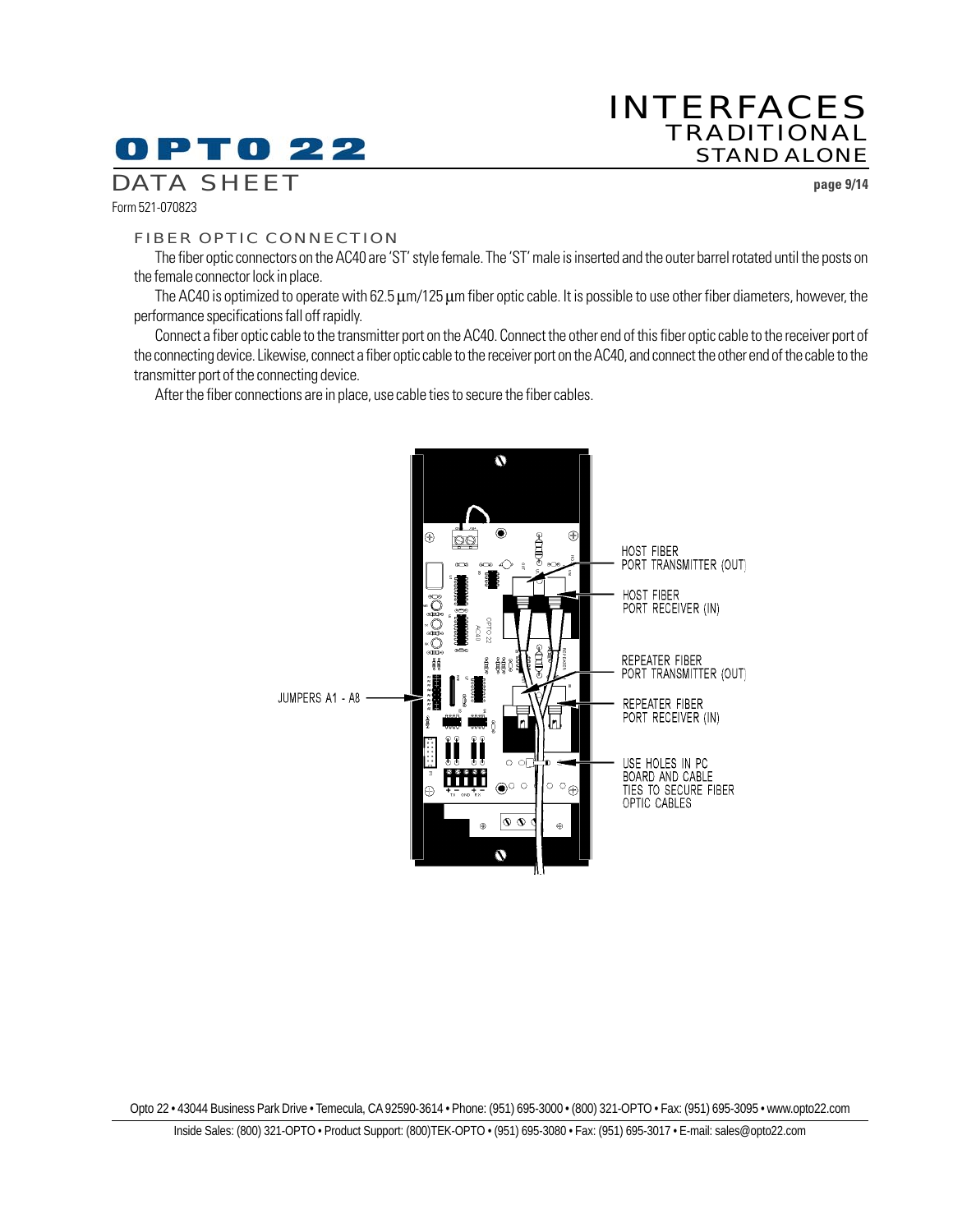## FIBER OPTIC CONNECTION

The fiber optic connectors on the AC40 are 'ST' style female. The 'ST' male is inserted and the outer barrel rotated until the posts on the female connector lock in place.

The AC40 is optimized to operate with 62.5 μm/125 μm fiber optic cable. It is possible to use other fiber diameters, however, the performance specifications fall off rapidly.

Connect a fiber optic cable to the transmitter port on the AC40. Connect the other end of this fiber optic cable to the receiver port of the connecting device. Likewise, connect a fiber optic cable to the receiver port on the AC40, and connect the other end of the cable to the transmitter port of the connecting device.

After the fiber connections are in place, use cable ties to secure the fiber cables.

HOST FIBER PORT TRANSMITTER (OUT)

HOST FIBER PORT RECEIVER (IN)

REPEATER FIBER PORT TRANSMITTER (OUT)

REPEATER FIBER PORT RECEIVER (IN)

USE HOLES IN PC BOARD AND CABLE TIES TO SECURE FIBER OPTIC CABLES

JUMPERS A1 - A8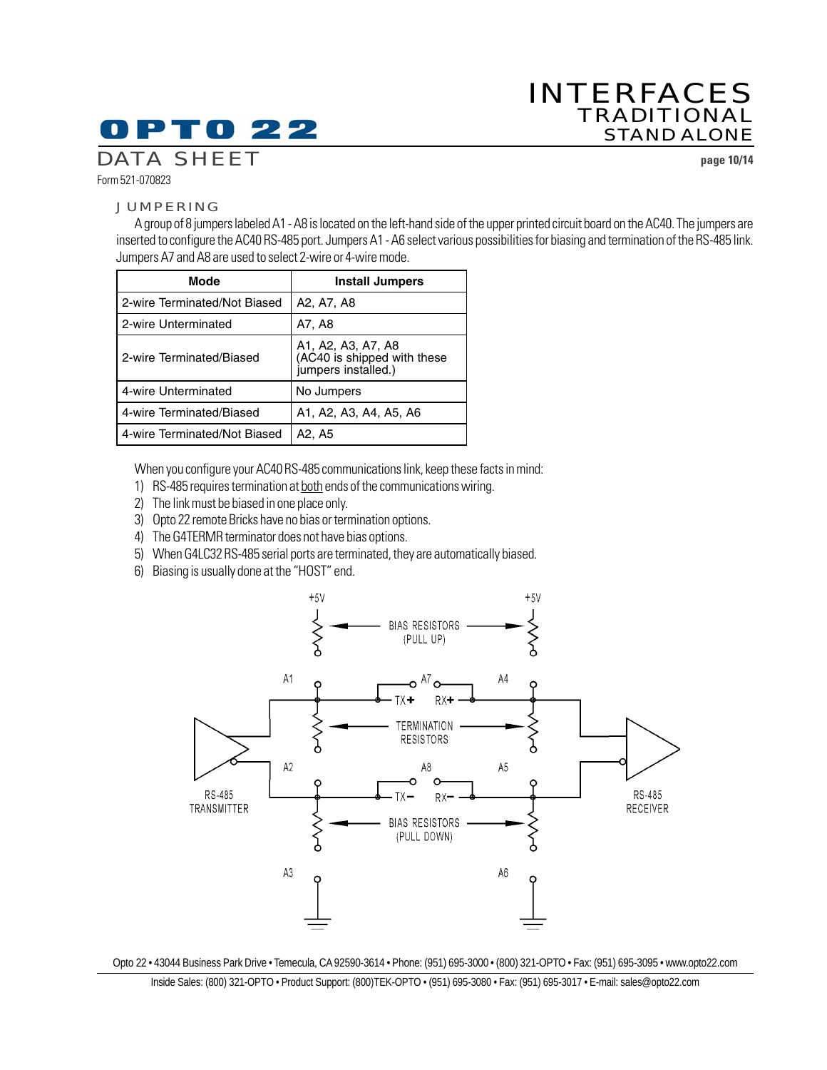## JUMPERING

A group of 8 jumpers labeled A1 - A8 is located on the left-hand side of the upper printed circuit board on the AC40. The jumpers are inserted to configure the AC40 RS-485 port. Jumpers A1 - A6 select various possibilities for biasing and termination of the RS-485 link. Jumpers A7 and A8 are used to select 2-wire or 4-wire mode.

| Mode | Install Jumpers |
|---|---|
| 2-wire Terminated/Not Biased | A2, A7, A8 |
| 2-wire Unterminated | A7, A8 |
| 2-wire Terminated/Biased | A1, A2, A3, A7, A8 (AC40 is shipped with these jumpers installed.) |
| 4-wire Unterminated | No Jumpers |
| 4-wire Terminated/Biased | A1, A2, A3, A4, A5, A6 |
| 4-wire Terminated/Not Biased | A2, A5 |

When you configure your AC40 RS-485 communications link, keep these facts in mind:

1) RS-485 requires termination at both ends of the communications wiring.
2) The link must be biased in one place only.
3) Opto 22 remote Bricks have no bias or termination options.
4) The G4TERMR terminator does not have bias options.
5) When G4LC32 RS-485 serial ports are terminated, they are automatically biased.
6) Biasing is usually done at the "HOST" end.

+5V +5V BIAS RESISTORS (PULL UP) A1 A7 A4 TX+ RX+ TERMINATION RESISTORS A2 A8 A5 RS-485 TRANSMITTER TX− RX− RS-485 RECEIVER BIAS RESISTORS (PULL DOWN) A3 A6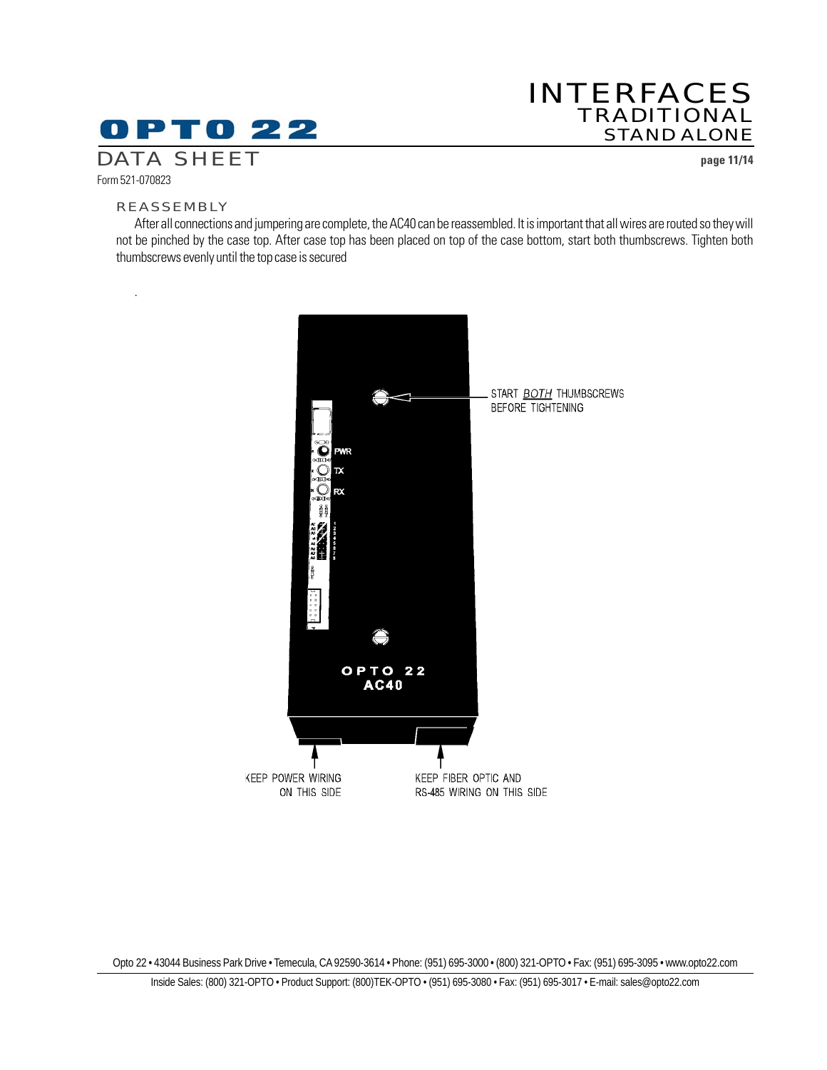## REASSEMBLY

After all connections and jumpering are complete, the AC40 can be reassembled. It is important that all wires are routed so they will not be pinched by the case top. After case top has been placed on top of the case bottom, start both thumbscrews. Tighten both thumbscrews evenly until the top case is secured

.

START *BOTH* THUMBSCREWS BEFORE TIGHTENING

KEEP POWER WIRING ON THIS SIDE

KEEP FIBER OPTIC AND RS-485 WIRING ON THIS SIDE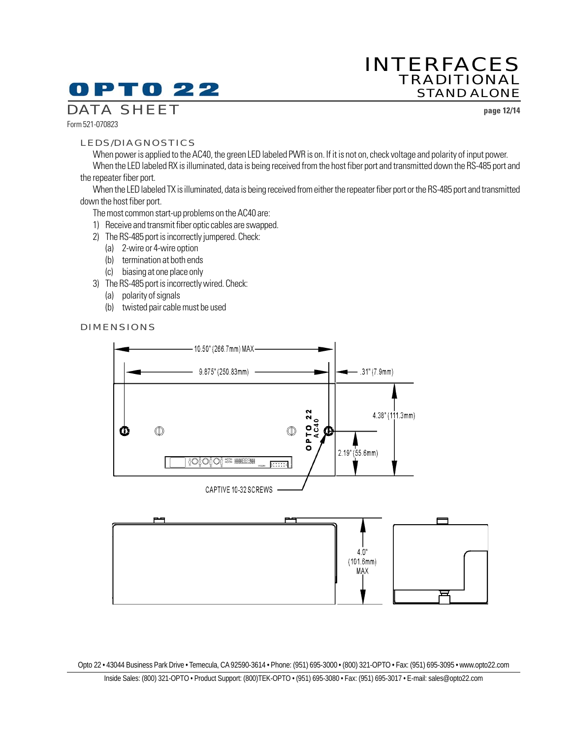## LEDS/DIAGNOSTICS

When power is applied to the AC40, the green LED labeled PWR is on. If it is not on, check voltage and polarity of input power.

When the LED labeled RX is illuminated, data is being received from the host fiber port and transmitted down the RS-485 port and the repeater fiber port.

When the LED labeled TX is illuminated, data is being received from either the repeater fiber port or the RS-485 port and transmitted down the host fiber port.

The most common start-up problems on the AC40 are:

1) Receive and transmit fiber optic cables are swapped.
2) The RS-485 port is incorrectly jumpered. Check:
   (a) 2-wire or 4-wire option
   (b) termination at both ends
   (c) biasing at one place only
3) The RS-485 port is incorrectly wired. Check:
   (a) polarity of signals
   (b) twisted pair cable must be used

## DIMENSIONS

10.50" (266.7mm) MAX

9.875" (250.83mm)

.31" (7.9mm)

4.38" (111.3mm)

2.19" (55.6mm)

OPTO 22 AC40

CAPTIVE 10-32 SCREWS

4.0" (101.6mm) MAX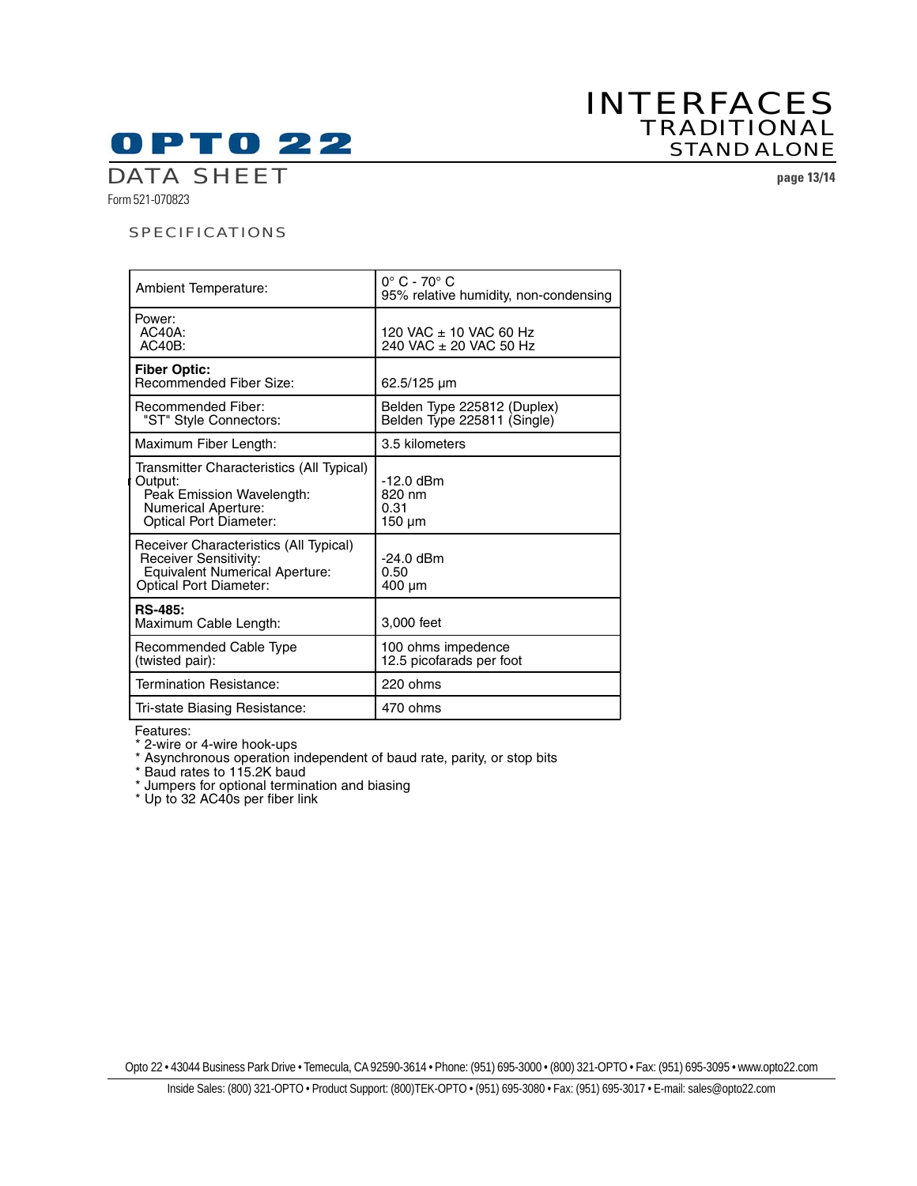## SPECIFICATIONS

| | |
|---|---|
| Ambient Temperature: | 0° C - 70° C<br>95% relative humidity, non-condensing |
| Power:<br>AC40A:<br>AC40B: | <br>120 VAC ± 10 VAC 60 Hz<br>240 VAC ± 20 VAC 50 Hz |
| **Fiber Optic:**<br>Recommended Fiber Size: | <br>62.5/125 µm |
| Recommended Fiber:<br>"ST" Style Connectors: | Belden Type 225812 (Duplex)<br>Belden Type 225811 (Single) |
| Maximum Fiber Length: | 3.5 kilometers |
| Transmitter Characteristics (All Typical)<br>Output:<br>Peak Emission Wavelength:<br>Numerical Aperture:<br>Optical Port Diameter: | <br>-12.0 dBm<br>820 nm<br>0.31<br>150 µm |
| Receiver Characteristics (All Typical)<br>Receiver Sensitivity:<br>Equivalent Numerical Aperture:<br>Optical Port Diameter: | <br>-24.0 dBm<br>0.50<br>400 µm |
| **RS-485:**<br>Maximum Cable Length: | <br>3,000 feet |
| Recommended Cable Type<br>(twisted pair): | 100 ohms impedence<br>12.5 picofarads per foot |
| Termination Resistance: | 220 ohms |
| Tri-state Biasing Resistance: | 470 ohms |

Features:
* 2-wire or 4-wire hook-ups
* Asynchronous operation independent of baud rate, parity, or stop bits
* Baud rates to 115.2K baud
* Jumpers for optional termination and biasing
* Up to 32 AC40s per fiber link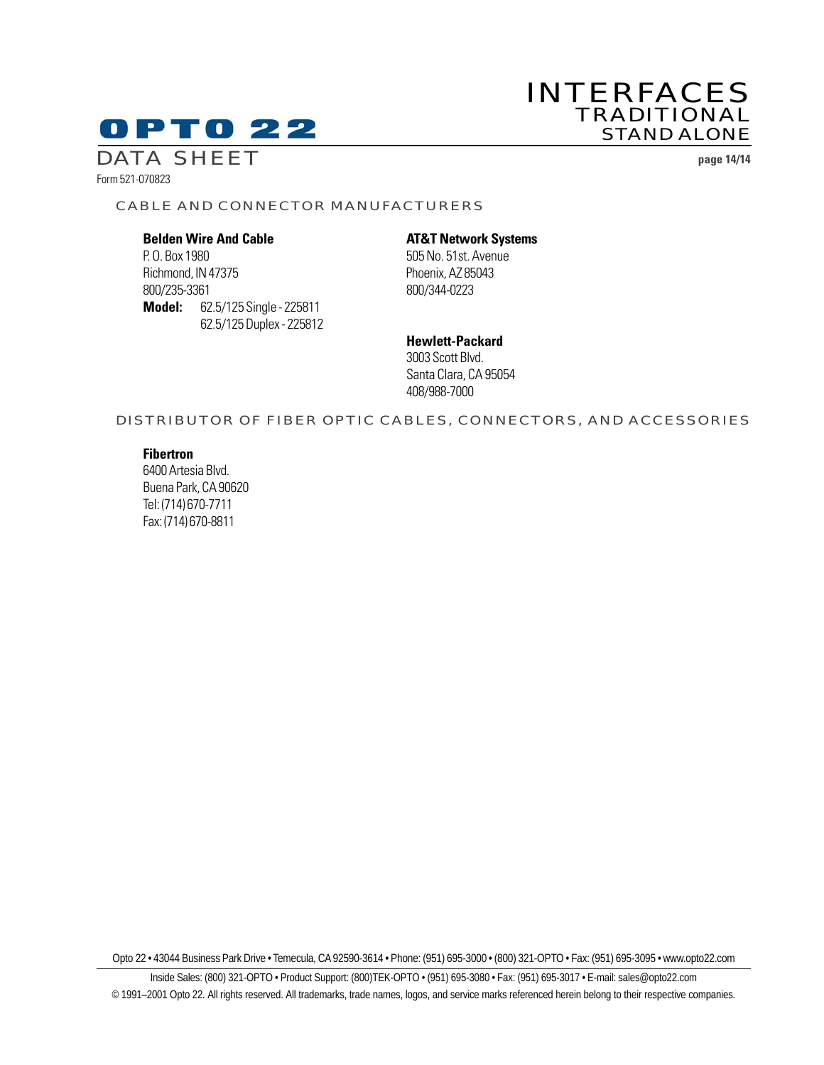## CABLE AND CONNECTOR MANUFACTURERS

**Belden Wire And Cable**
P. O. Box 1980
Richmond, IN 47375
800/235-3361
**Model:** 62.5/125 Single - 225811
62.5/125 Duplex - 225812

**AT&T Network Systems**
505 No. 51st. Avenue
Phoenix, AZ 85043
800/344-0223

**Hewlett-Packard**
3003 Scott Blvd.
Santa Clara, CA 95054
408/988-7000

## DISTRIBUTOR OF FIBER OPTIC CABLES, CONNECTORS, AND ACCESSORIES

**Fibertron**
6400 Artesia Blvd.
Buena Park, CA 90620
Tel: (714) 670-7711
Fax: (714) 670-8811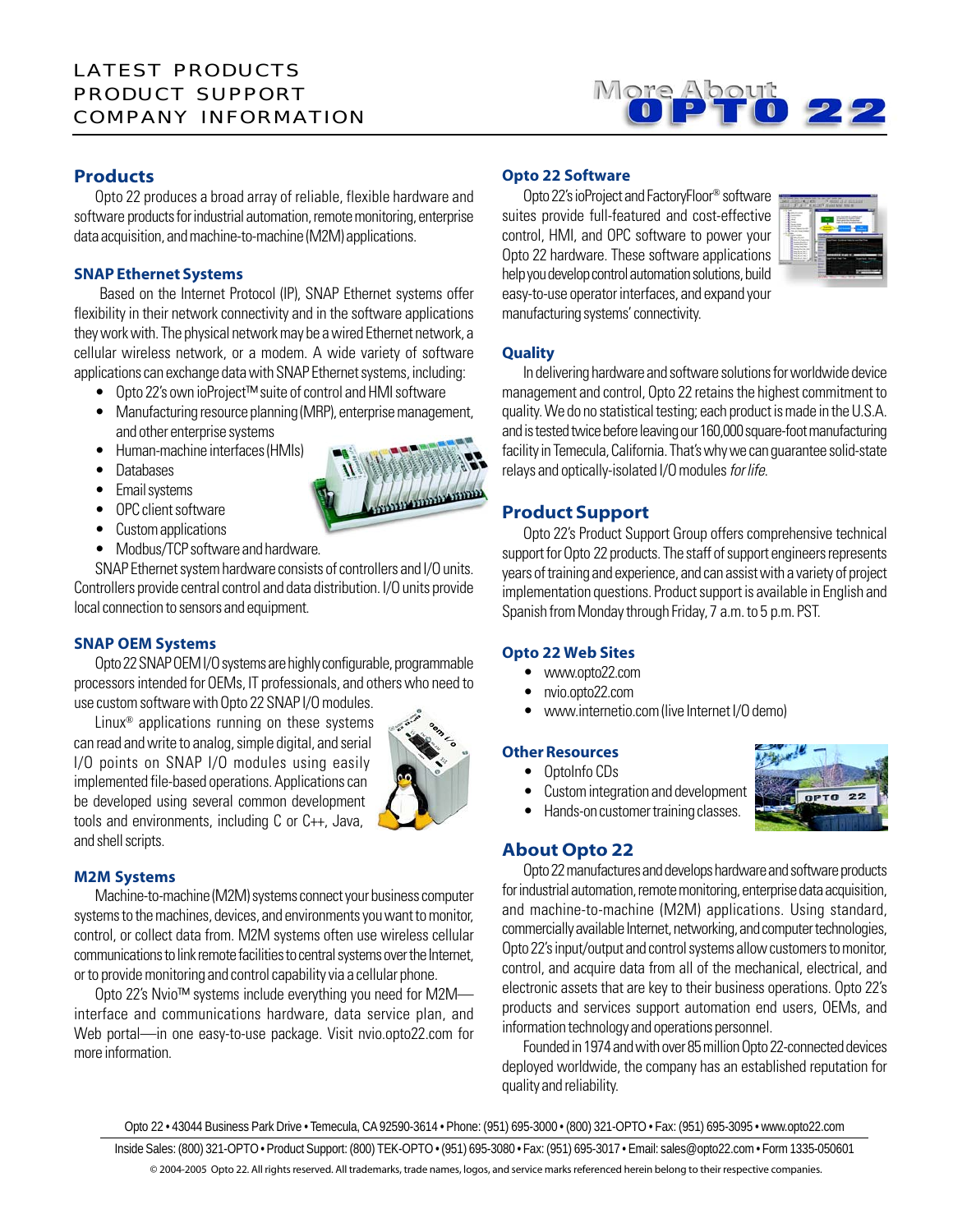LATEST PRODUCTS
PRODUCT SUPPORT
COMPANY INFORMATION

# More About OPTO 22

## Products

Opto 22 produces a broad array of reliable, flexible hardware and software products for industrial automation, remote monitoring, enterprise data acquisition, and machine-to-machine (M2M) applications.

### SNAP Ethernet Systems

Based on the Internet Protocol (IP), SNAP Ethernet systems offer flexibility in their network connectivity and in the software applications they work with. The physical network may be a wired Ethernet network, a cellular wireless network, or a modem. A wide variety of software applications can exchange data with SNAP Ethernet systems, including:

- Opto 22's own ioProject™ suite of control and HMI software
- Manufacturing resource planning (MRP), enterprise management, and other enterprise systems
- Human-machine interfaces (HMIs)
- Databases
- Email systems
- OPC client software
- Custom applications
- Modbus/TCP software and hardware.

SNAP Ethernet system hardware consists of controllers and I/O units. Controllers provide central control and data distribution. I/O units provide local connection to sensors and equipment.

### SNAP OEM Systems

Opto 22 SNAP OEM I/O systems are highly configurable, programmable processors intended for OEMs, IT professionals, and others who need to use custom software with Opto 22 SNAP I/O modules.

Linux® applications running on these systems can read and write to analog, simple digital, and serial I/O points on SNAP I/O modules using easily implemented file-based operations. Applications can be developed using several common development tools and environments, including C or C++, Java, and shell scripts.

### M2M Systems

Machine-to-machine (M2M) systems connect your business computer systems to the machines, devices, and environments you want to monitor, control, or collect data from. M2M systems often use wireless cellular communications to link remote facilities to central systems over the Internet, or to provide monitoring and control capability via a cellular phone.

Opto 22's Nvio™ systems include everything you need for M2M—interface and communications hardware, data service plan, and Web portal—in one easy-to-use package. Visit nvio.opto22.com for more information.

### Opto 22 Software

Opto 22's ioProject and FactoryFloor® software suites provide full-featured and cost-effective control, HMI, and OPC software to power your Opto 22 hardware. These software applications help you develop control automation solutions, build easy-to-use operator interfaces, and expand your manufacturing systems' connectivity.

### Quality

In delivering hardware and software solutions for worldwide device management and control, Opto 22 retains the highest commitment to quality. We do no statistical testing; each product is made in the U.S.A. and is tested twice before leaving our 160,000 square-foot manufacturing facility in Temecula, California. That's why we can guarantee solid-state relays and optically-isolated I/O modules *for life*.

## Product Support

Opto 22's Product Support Group offers comprehensive technical support for Opto 22 products. The staff of support engineers represents years of training and experience, and can assist with a variety of project implementation questions. Product support is available in English and Spanish from Monday through Friday, 7 a.m. to 5 p.m. PST.

### Opto 22 Web Sites

- www.opto22.com
- nvio.opto22.com
- www.internetio.com (live Internet I/O demo)

### Other Resources

- OptoInfo CDs
- Custom integration and development
- Hands-on customer training classes.

## About Opto 22

Opto 22 manufactures and develops hardware and software products for industrial automation, remote monitoring, enterprise data acquisition, and machine-to-machine (M2M) applications. Using standard, commercially available Internet, networking, and computer technologies, Opto 22's input/output and control systems allow customers to monitor, control, and acquire data from all of the mechanical, electrical, and electronic assets that are key to their business operations. Opto 22's products and services support automation end users, OEMs, and information technology and operations personnel.

Founded in 1974 and with over 85 million Opto 22-connected devices deployed worldwide, the company has an established reputation for quality and reliability.

Opto 22 • 43044 Business Park Drive • Temecula, CA 92590-3614 • Phone: (951) 695-3000 • (800) 321-OPTO • Fax: (951) 695-3095 • www.opto22.com

Inside Sales: (800) 321-OPTO • Product Support: (800) TEK-OPTO • (951) 695-3080 • Fax: (951) 695-3017 • Email: sales@opto22.com • Form 1335-050601

© 2004-2005 Opto 22. All rights reserved. All trademarks, trade names, logos, and service marks referenced herein belong to their respective companies.